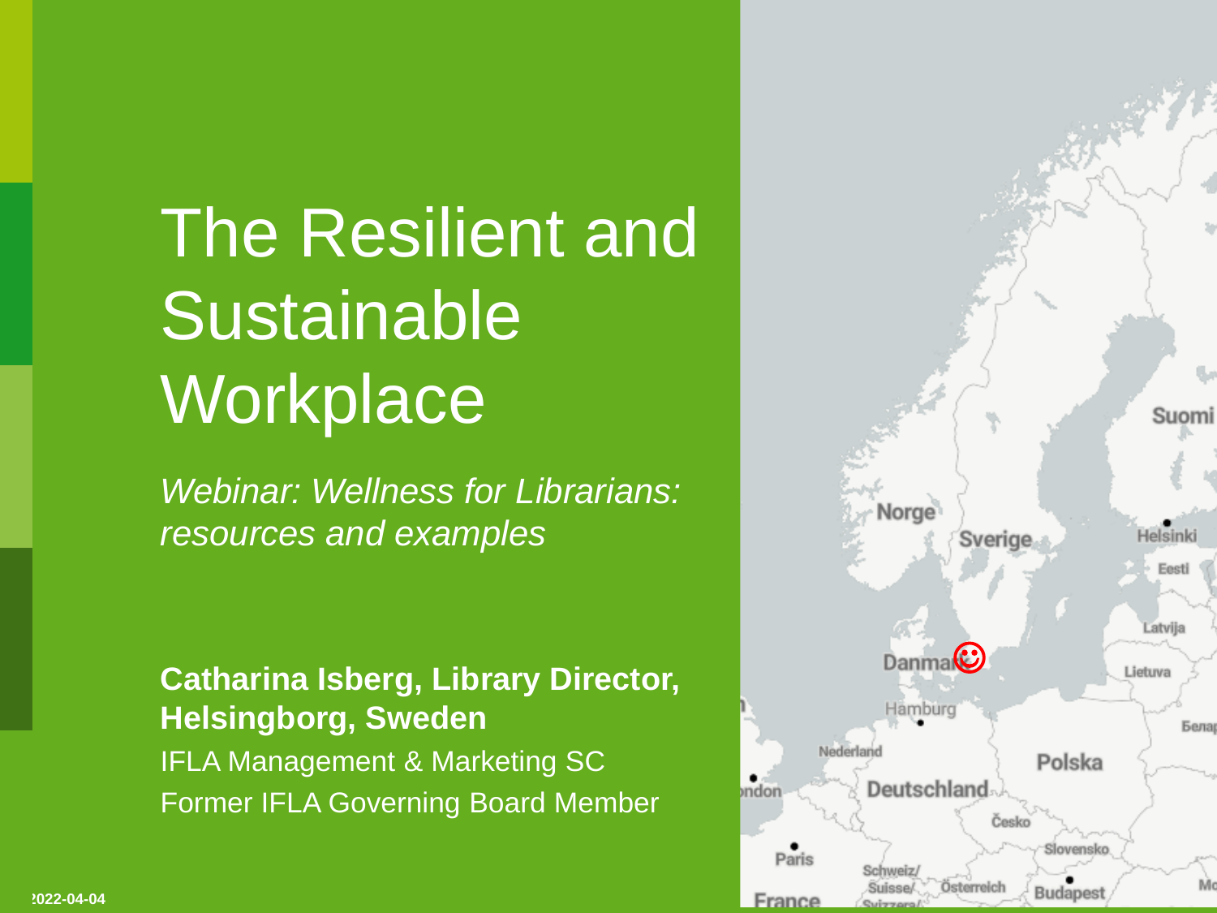# The Resilient and Sustainable Workplace

*Webinar: Wellness for Librarians: resources and examples*

**Catharina Isberg, Library Director, Helsingborg, Sweden**

IFLA Management & Marketing SC

Former IFLA Governing Board Member

2022-04-04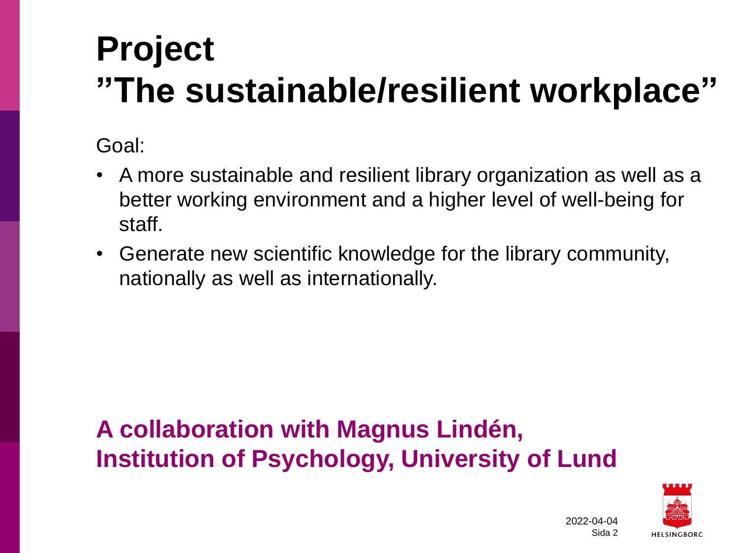# Project ”The sustainable/resilient workplace”

Goal:

- A more sustainable and resilient library organization as well as a better working environment and a higher level of well-being for staff.
- Generate new scientific knowledge for the library community, nationally as well as internationally.

**A collaboration with Magnus Lindén, Institution of Psychology, University of Lund**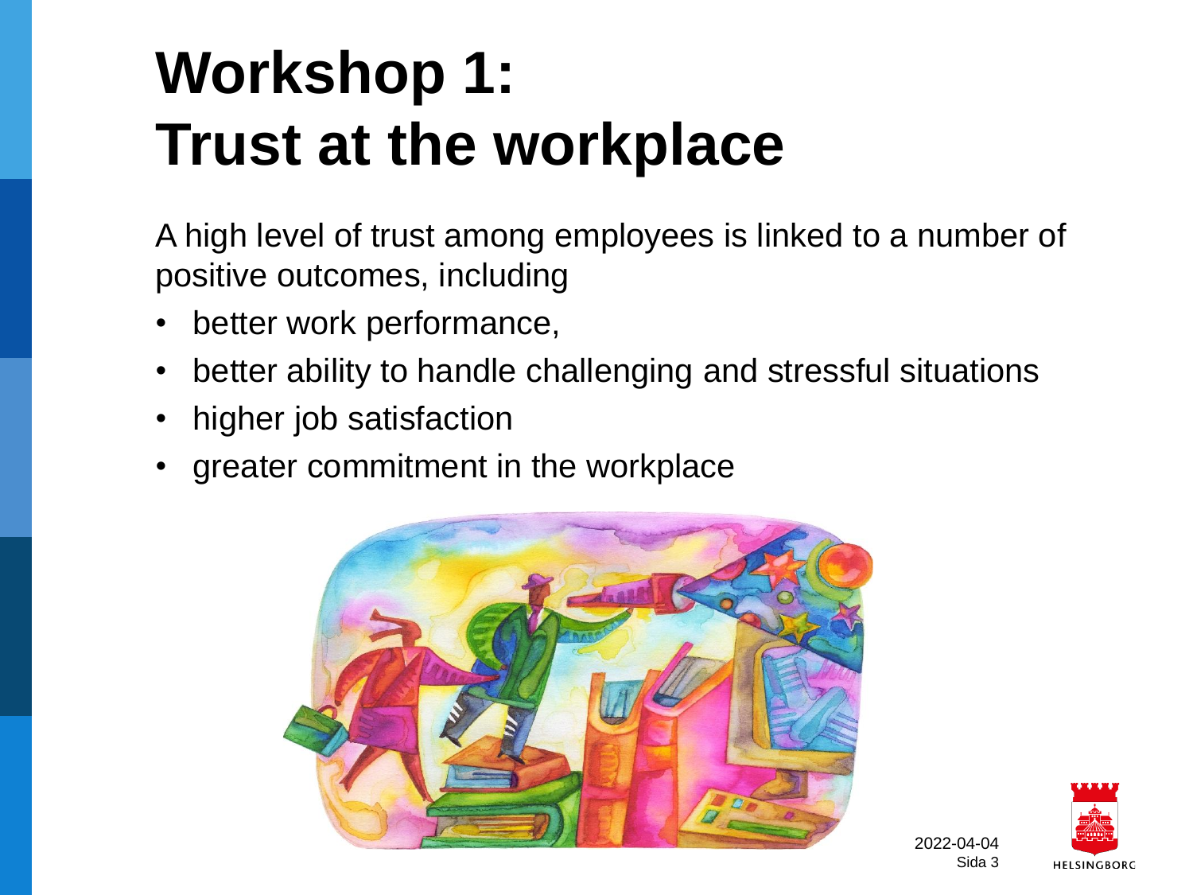# Workshop 1: Trust at the workplace

A high level of trust among employees is linked to a number of positive outcomes, including

- better work performance,
- better ability to handle challenging and stressful situations
- higher job satisfaction
- greater commitment in the workplace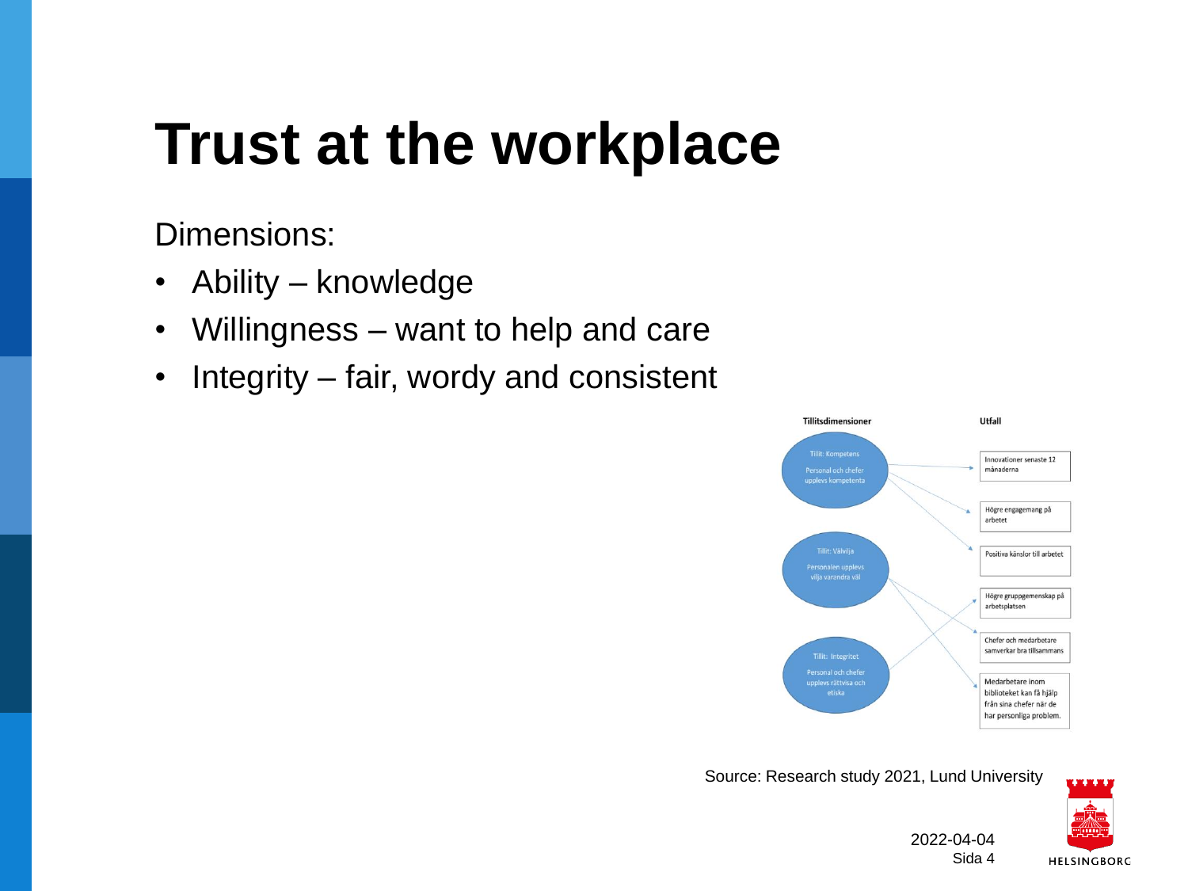# Trust at the workplace

Dimensions:

- Ability – knowledge
- Willingness – want to help and care
- Integrity – fair, wordy and consistent

**Tillitsdimensioner**

- Tillit: Kompetens – Personal och chefer upplevs kompetenta
- Tillit: Välvilja – Personalen upplevs vilja varandra väl
- Tillit: Integritet – Personal och chefer upplevs rättvisa och etiska

**Utfall**

- Innovationer senaste 12 månaderna
- Högre engagemang på arbetet
- Positiva känslor till arbetet
- Högre gruppgemenskap på arbetsplatsen
- Chefer och medarbetare samverkar bra tillsammans
- Medarbetare inom biblioteket kan få hjälp från sina chefer när de har personliga problem.

Source: Research study 2021, Lund University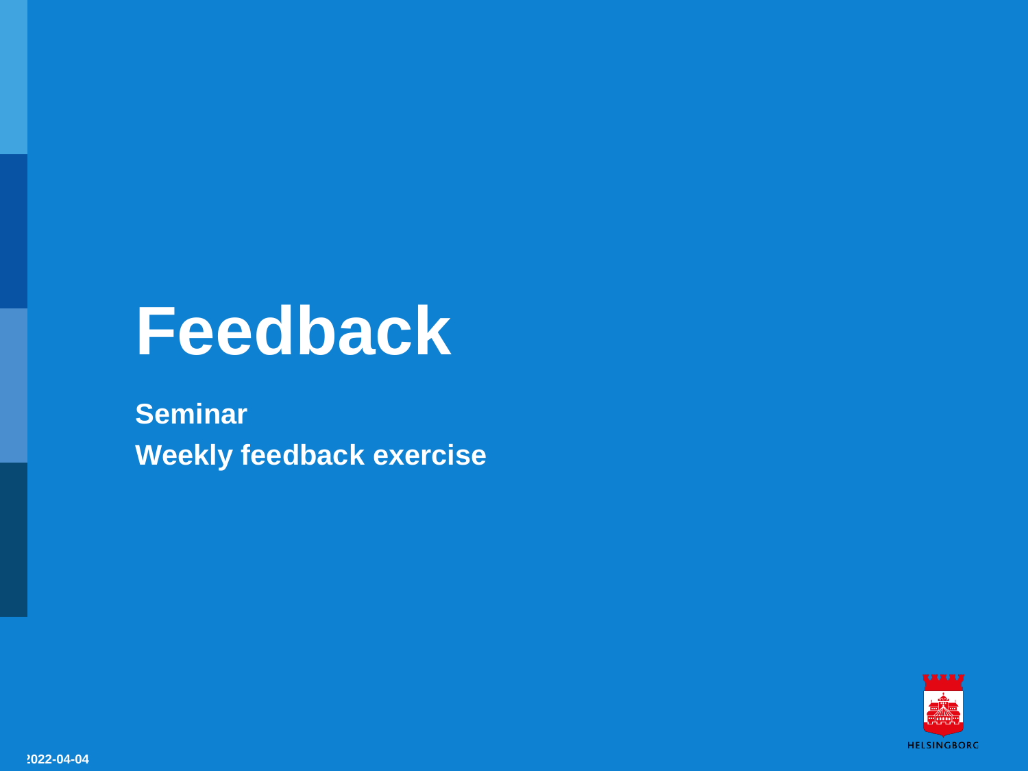# Feedback

**Seminar**

**Weekly feedback exercise**

HELSINGBORG

2022-04-04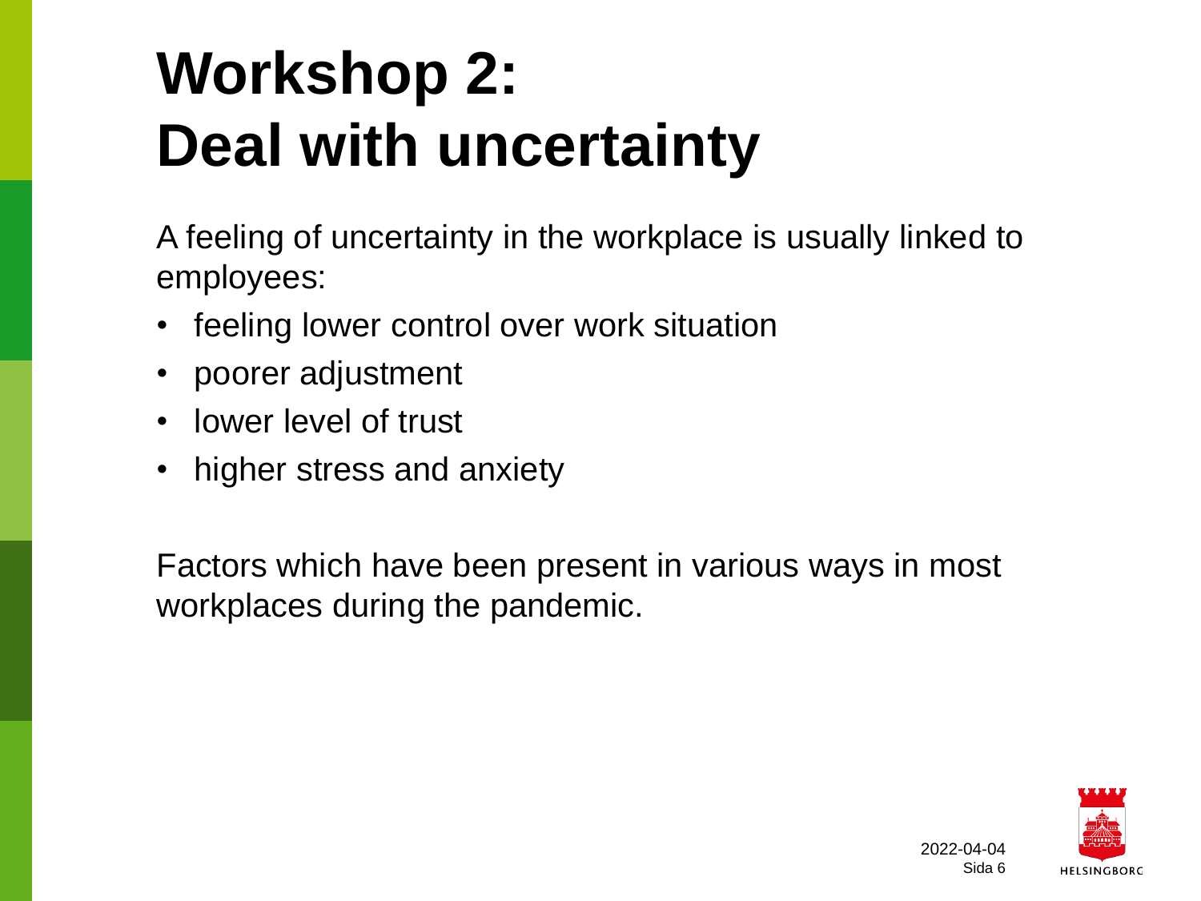# Workshop 2: Deal with uncertainty

A feeling of uncertainty in the workplace is usually linked to employees:

- feeling lower control over work situation
- poorer adjustment
- lower level of trust
- higher stress and anxiety

Factors which have been present in various ways in most workplaces during the pandemic.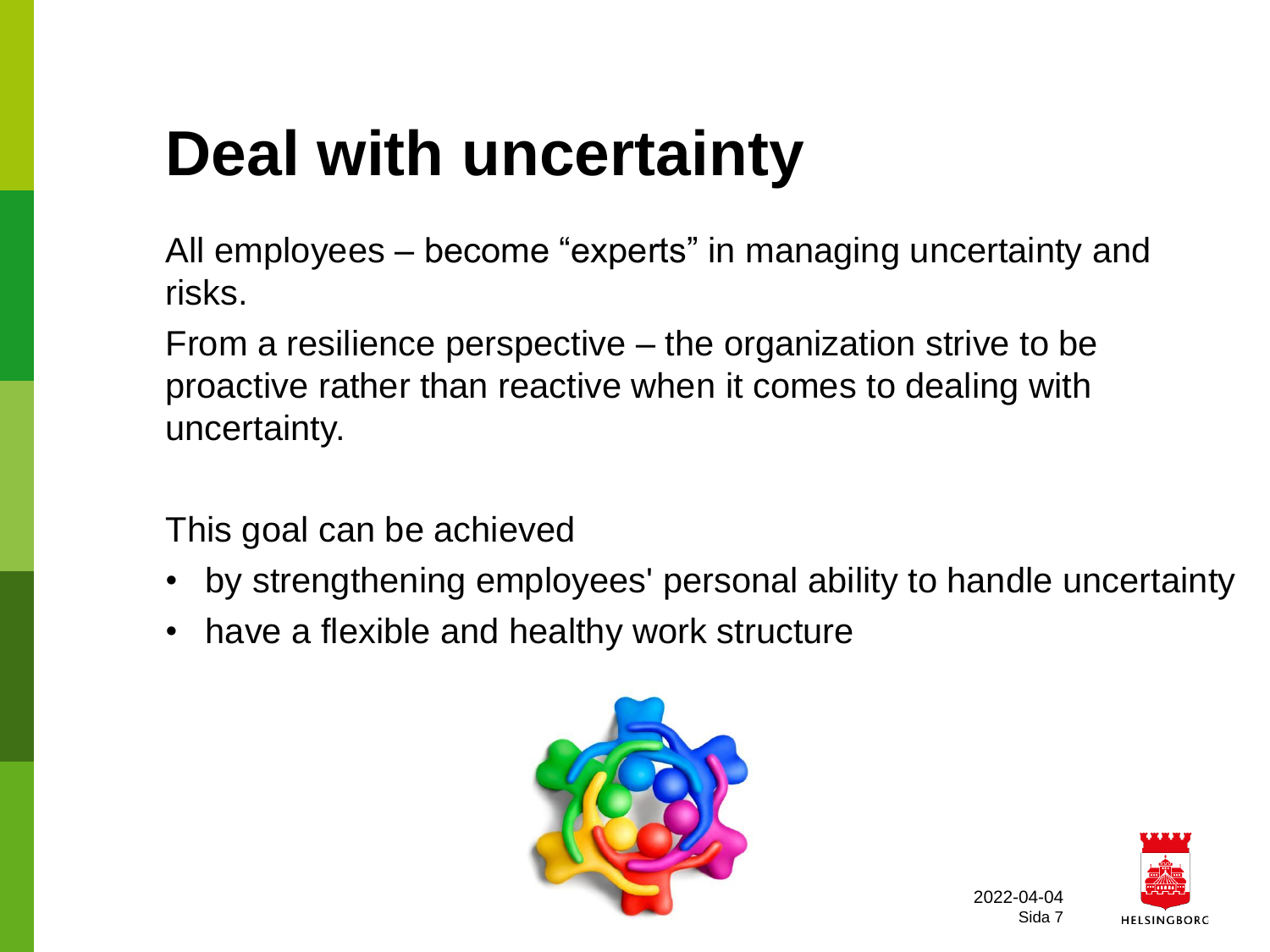# Deal with uncertainty

All employees – become “experts” in managing uncertainty and risks.

From a resilience perspective – the organization strive to be proactive rather than reactive when it comes to dealing with uncertainty.

This goal can be achieved

- by strengthening employees' personal ability to handle uncertainty
- have a flexible and healthy work structure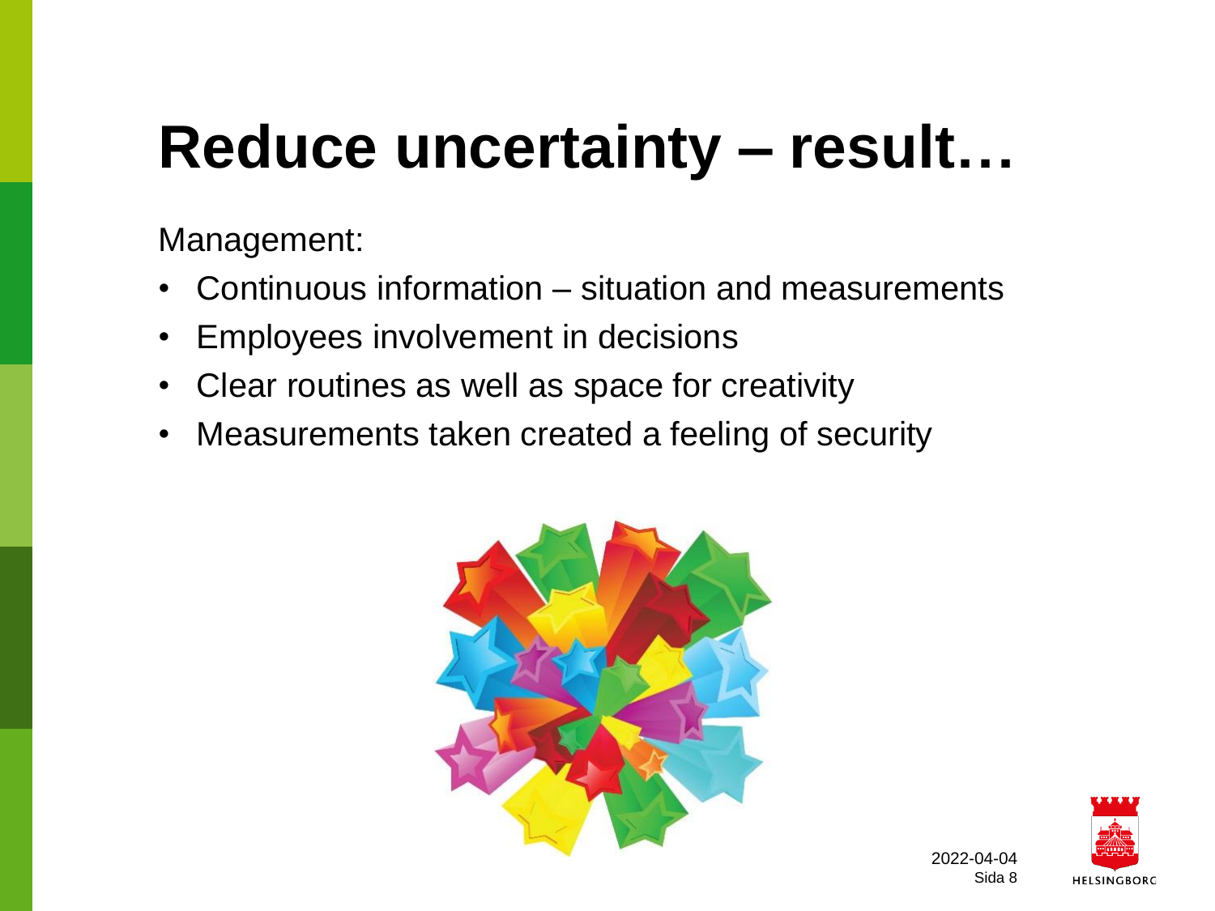# Reduce uncertainty – result…

Management:

- Continuous information – situation and measurements
- Employees involvement in decisions
- Clear routines as well as space for creativity
- Measurements taken created a feeling of security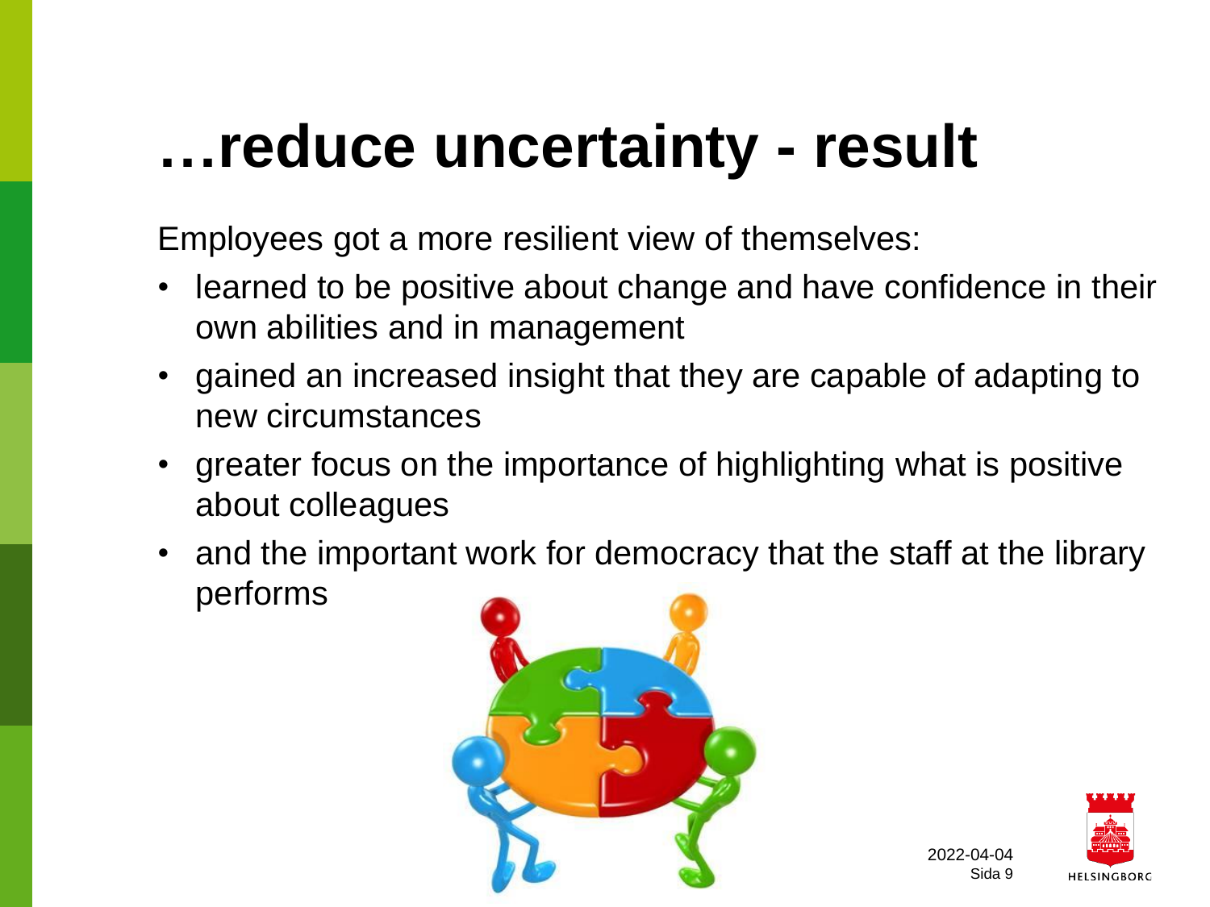# …reduce uncertainty - result

Employees got a more resilient view of themselves:

- learned to be positive about change and have confidence in their own abilities and in management
- gained an increased insight that they are capable of adapting to new circumstances
- greater focus on the importance of highlighting what is positive about colleagues
- and the important work for democracy that the staff at the library performs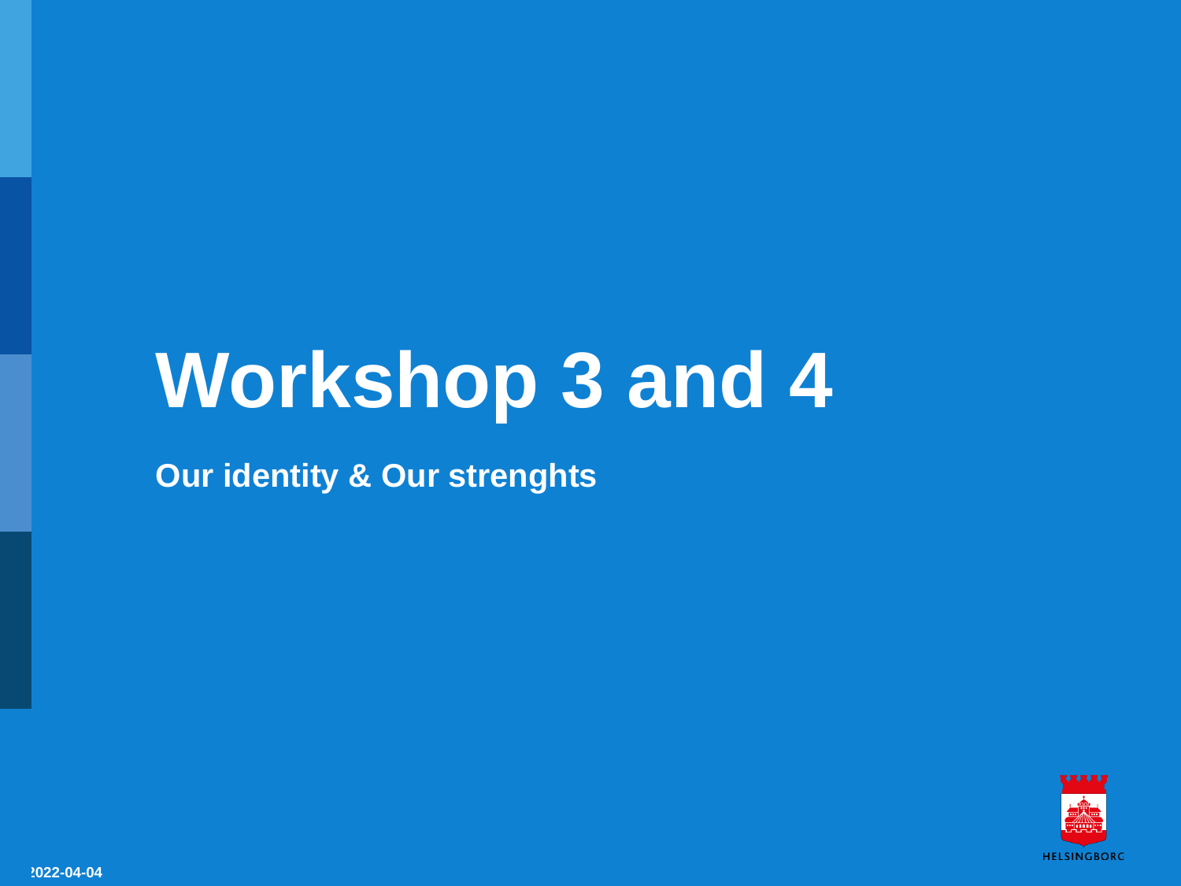# Workshop 3 and 4

**Our identity & Our strenghts**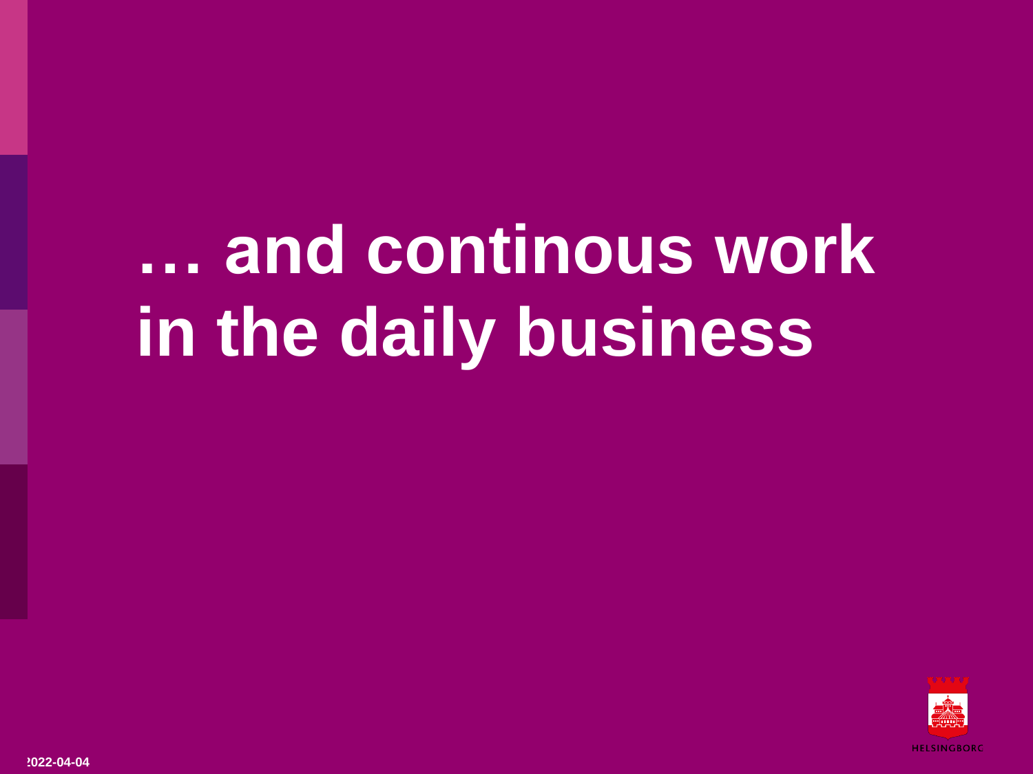# … and continous work in the daily business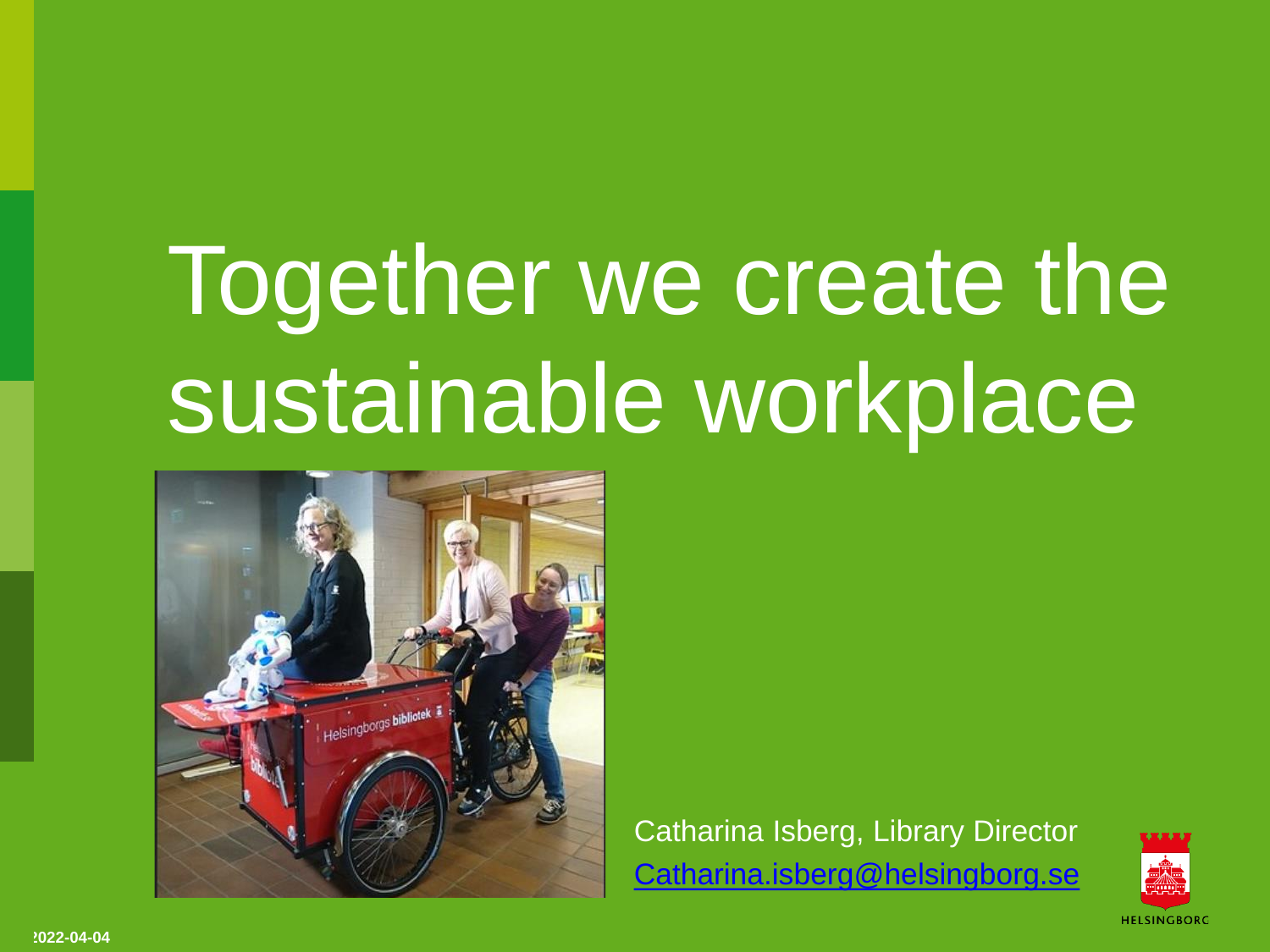# Together we create the sustainable workplace

Catharina Isberg, Library Director
Catharina.isberg@helsingborg.se

2022-04-04